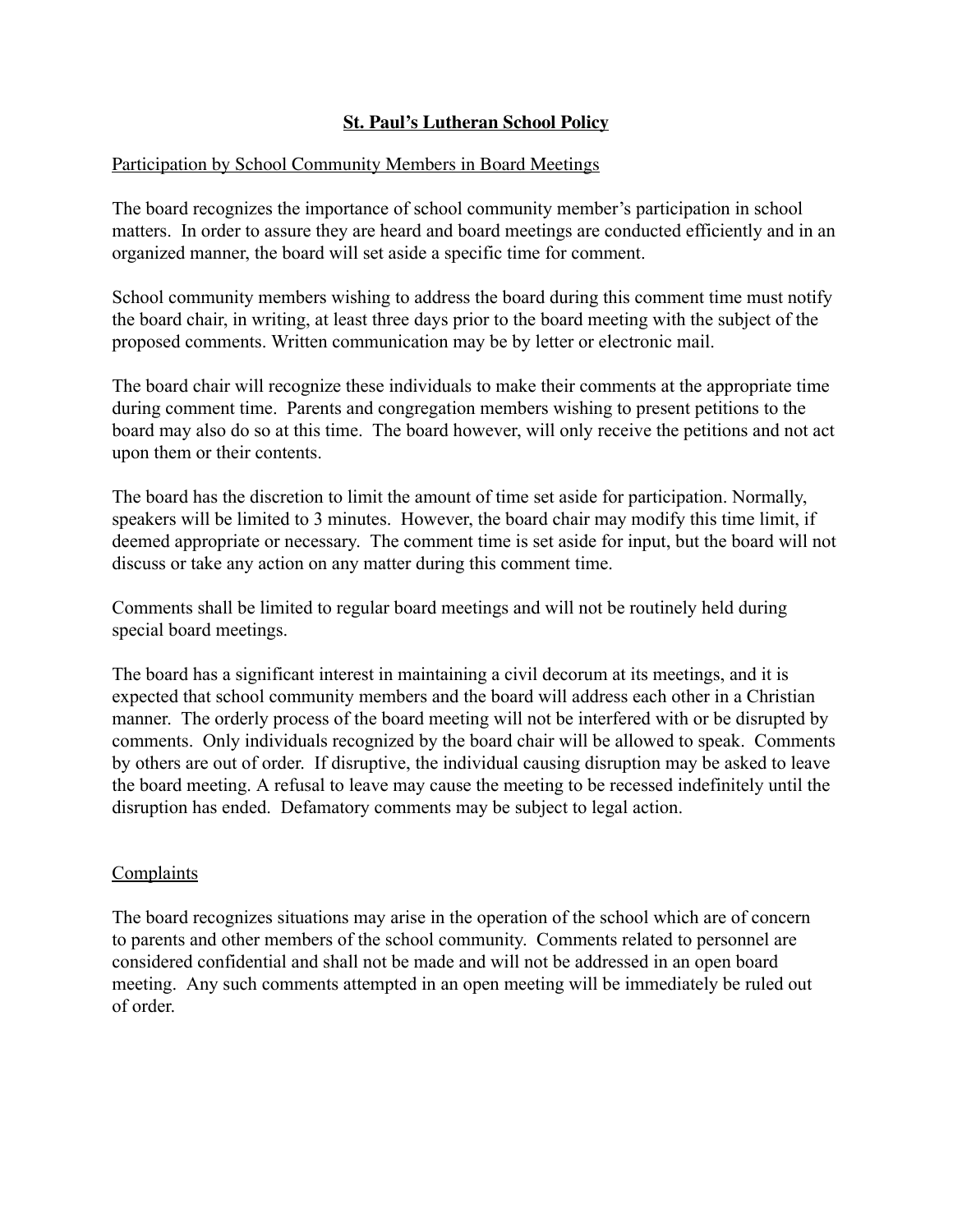# St. Paul's Lutheran School Policy

## Participation by School Community Members in Board Meetings

The board recognizes the importance of school community member's participation in school matters. In order to assure they are heard and board meetings are conducted efficiently and in an organized manner, the board will set aside a specific time for comment.

School community members wishing to address the board during this comment time must notify the board chair, in writing, at least three days prior to the board meeting with the subject of the proposed comments. Written communication may be by letter or electronic mail.

The board chair will recognize these individuals to make their comments at the appropriate time during comment time. Parents and congregation members wishing to present petitions to the board may also do so at this time. The board however, will only receive the petitions and not act upon them or their contents.

The board has the discretion to limit the amount of time set aside for participation. Normally, speakers will be limited to 3 minutes. However, the board chair may modify this time limit, if deemed appropriate or necessary. The comment time is set aside for input, but the board will not discuss or take any action on any matter during this comment time.

Comments shall be limited to regular board meetings and will not be routinely held during special board meetings.

The board has a significant interest in maintaining a civil decorum at its meetings, and it is expected that school community members and the board will address each other in a Christian manner. The orderly process of the board meeting will not be interfered with or be disrupted by comments. Only individuals recognized by the board chair will be allowed to speak. Comments by others are out of order. If disruptive, the individual causing disruption may be asked to leave the board meeting. A refusal to leave may cause the meeting to be recessed indefinitely until the disruption has ended. Defamatory comments may be subject to legal action.

## Complaints

The board recognizes situations may arise in the operation of the school which are of concern to parents and other members of the school community. Comments related to personnel are considered confidential and shall not be made and will not be addressed in an open board meeting. Any such comments attempted in an open meeting will be immediately be ruled out of order.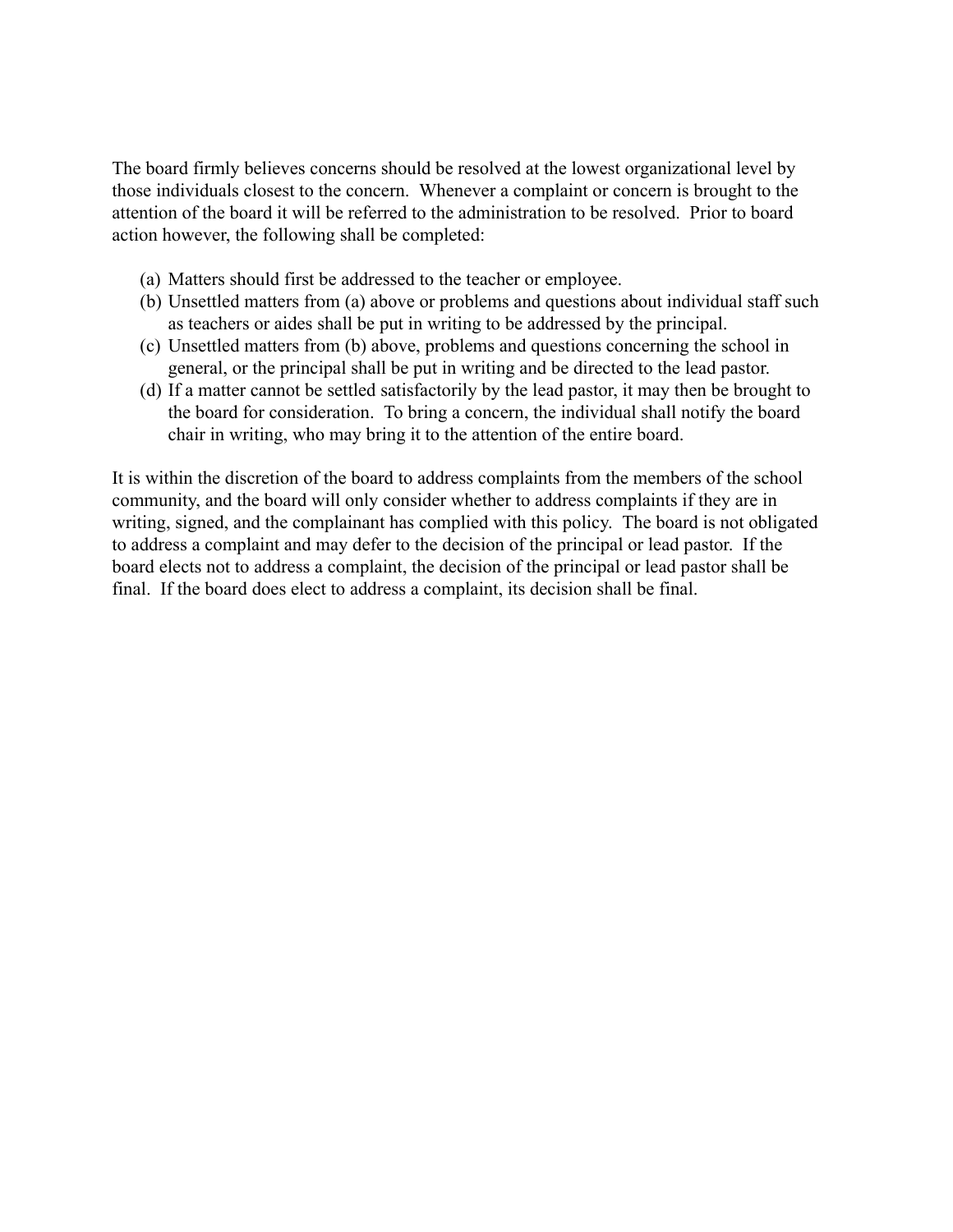The board firmly believes concerns should be resolved at the lowest organizational level by those individuals closest to the concern. Whenever a complaint or concern is brought to the attention of the board it will be referred to the administration to be resolved. Prior to board action however, the following shall be completed:

(a) Matters should first be addressed to the teacher or employee.
(b) Unsettled matters from (a) above or problems and questions about individual staff such as teachers or aides shall be put in writing to be addressed by the principal.
(c) Unsettled matters from (b) above, problems and questions concerning the school in general, or the principal shall be put in writing and be directed to the lead pastor.
(d) If a matter cannot be settled satisfactorily by the lead pastor, it may then be brought to the board for consideration. To bring a concern, the individual shall notify the board chair in writing, who may bring it to the attention of the entire board.

It is within the discretion of the board to address complaints from the members of the school community, and the board will only consider whether to address complaints if they are in writing, signed, and the complainant has complied with this policy. The board is not obligated to address a complaint and may defer to the decision of the principal or lead pastor. If the board elects not to address a complaint, the decision of the principal or lead pastor shall be final. If the board does elect to address a complaint, its decision shall be final.